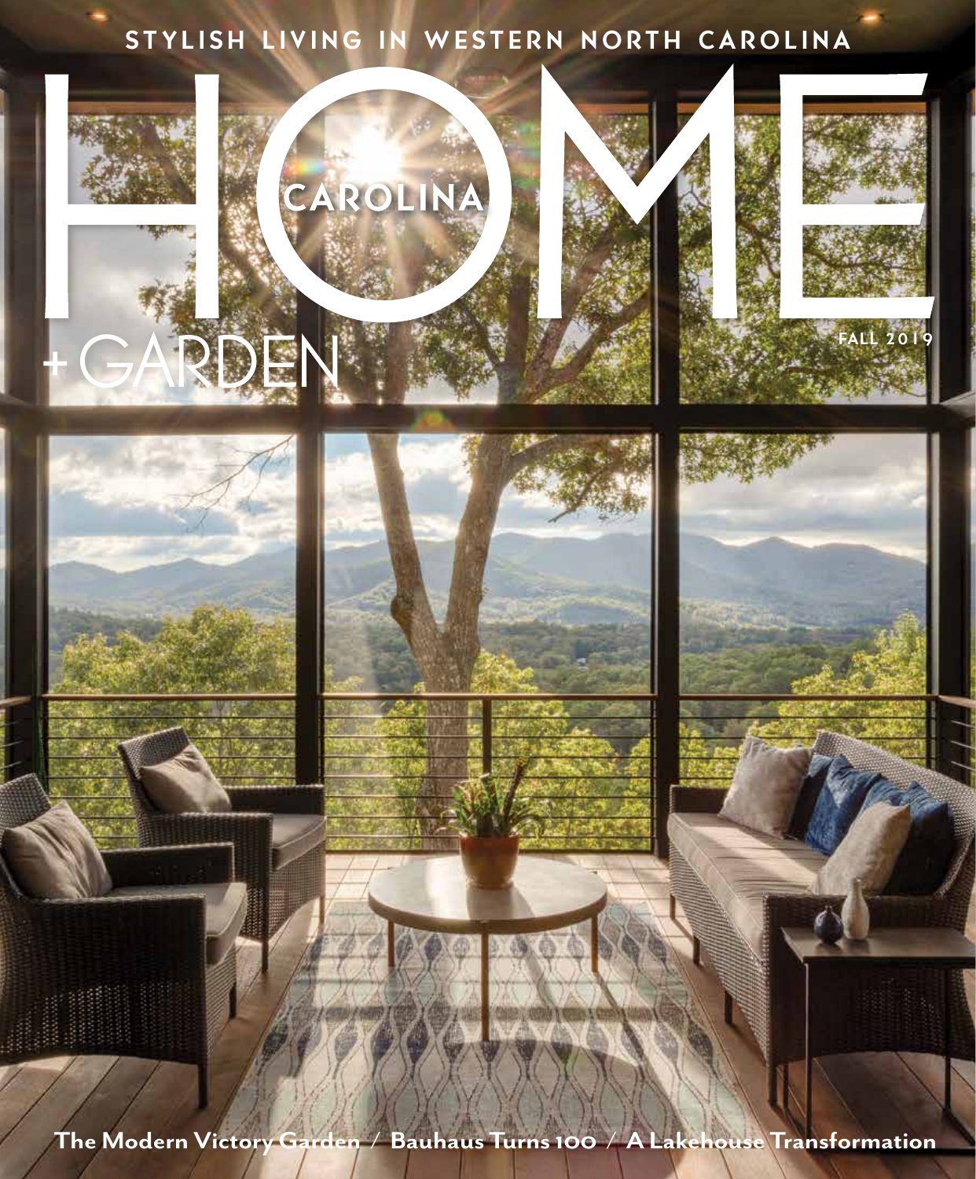STYLISH LIVING IN WESTERN NORTH CAROLINA

# CAROLINA HOME + GARDEN

FALL 2019

**The Modern Victory Garden / Bauhaus Turns 100 / A Lakehouse Transformation**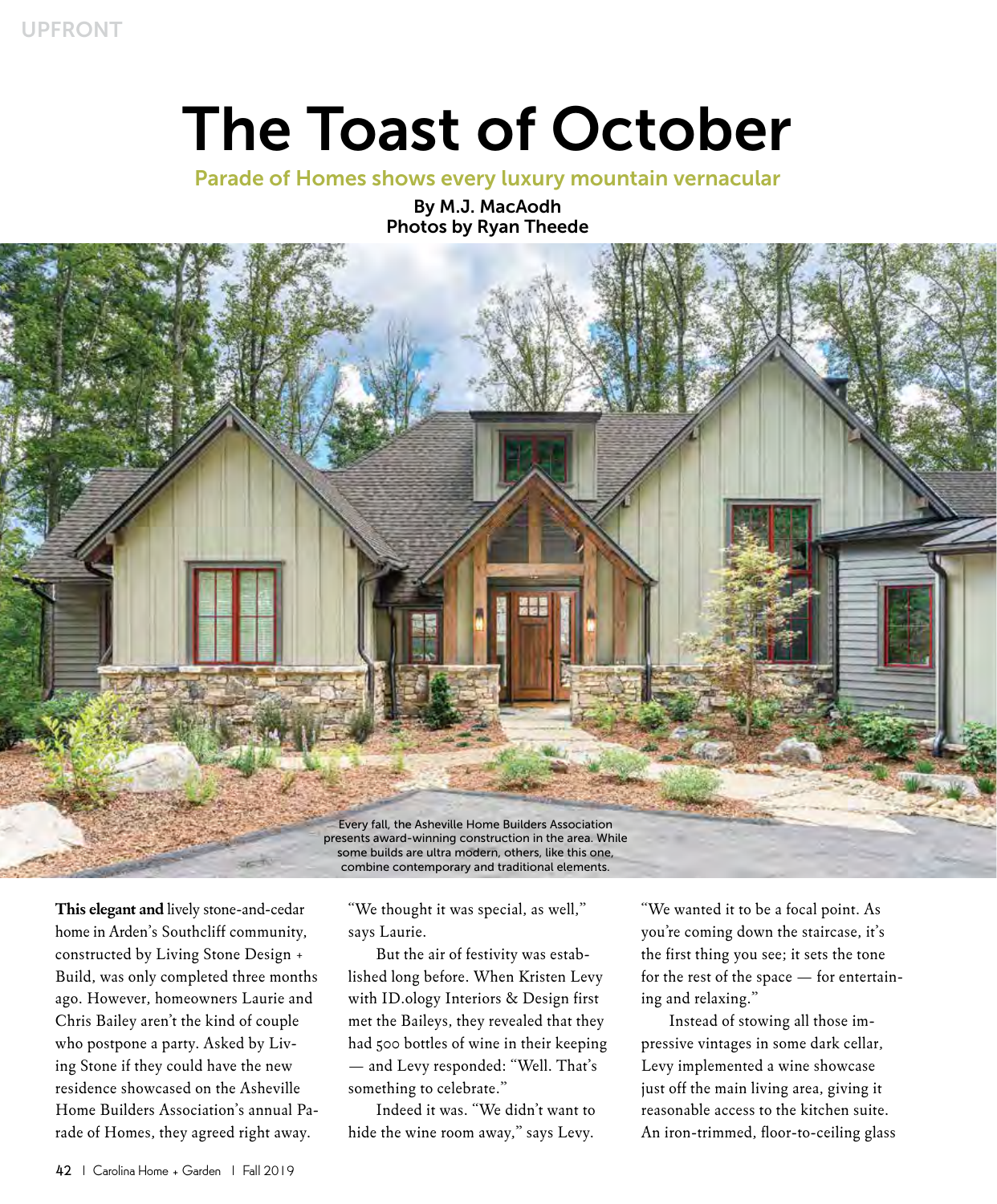# The Toast of October

## Parade of Homes shows every luxury mountain vernacular

By M.J. MacAodh
Photos by Ryan Theede

Every fall, the Asheville Home Builders Association presents award-winning construction in the area. While some builds are ultra modern, others, like this one, combine contemporary and traditional elements.

**This elegant and** lively stone-and-cedar home in Arden's Southcliff community, constructed by Living Stone Design + Build, was only completed three months ago. However, homeowners Laurie and Chris Bailey aren't the kind of couple who postpone a party. Asked by Living Stone if they could have the new residence showcased on the Asheville Home Builders Association's annual Parade of Homes, they agreed right away.

"We thought it was special, as well," says Laurie.

But the air of festivity was established long before. When Kristen Levy with ID.ology Interiors & Design first met the Baileys, they revealed that they had 500 bottles of wine in their keeping — and Levy responded: "Well. That's something to celebrate."

Indeed it was. "We didn't want to hide the wine room away," says Levy. "We wanted it to be a focal point. As you're coming down the staircase, it's the first thing you see; it sets the tone for the rest of the space — for entertaining and relaxing."

Instead of stowing all those impressive vintages in some dark cellar, Levy implemented a wine showcase just off the main living area, giving it reasonable access to the kitchen suite. An iron-trimmed, floor-to-ceiling glass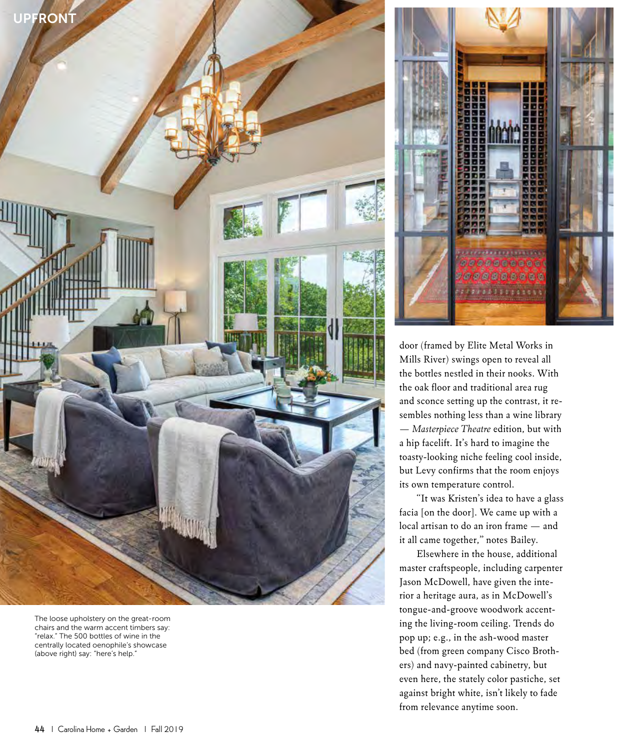The loose upholstery on the great-room chairs and the warm accent timbers say: "relax." The 500 bottles of wine in the centrally located oenophile's showcase (above right) say: "here's help."

door (framed by Elite Metal Works in Mills River) swings open to reveal all the bottles nestled in their nooks. With the oak floor and traditional area rug and sconce setting up the contrast, it resembles nothing less than a wine library — *Masterpiece Theatre* edition, but with a hip facelift. It's hard to imagine the toasty-looking niche feeling cool inside, but Levy confirms that the room enjoys its own temperature control.

"It was Kristen's idea to have a glass facia [on the door]. We came up with a local artisan to do an iron frame — and it all came together," notes Bailey.

Elsewhere in the house, additional master craftspeople, including carpenter Jason McDowell, have given the interior a heritage aura, as in McDowell's tongue-and-groove woodwork accenting the living-room ceiling. Trends do pop up; e.g., in the ash-wood master bed (from green company Cisco Brothers) and navy-painted cabinetry, but even here, the stately color pastiche, set against bright white, isn't likely to fade from relevance anytime soon.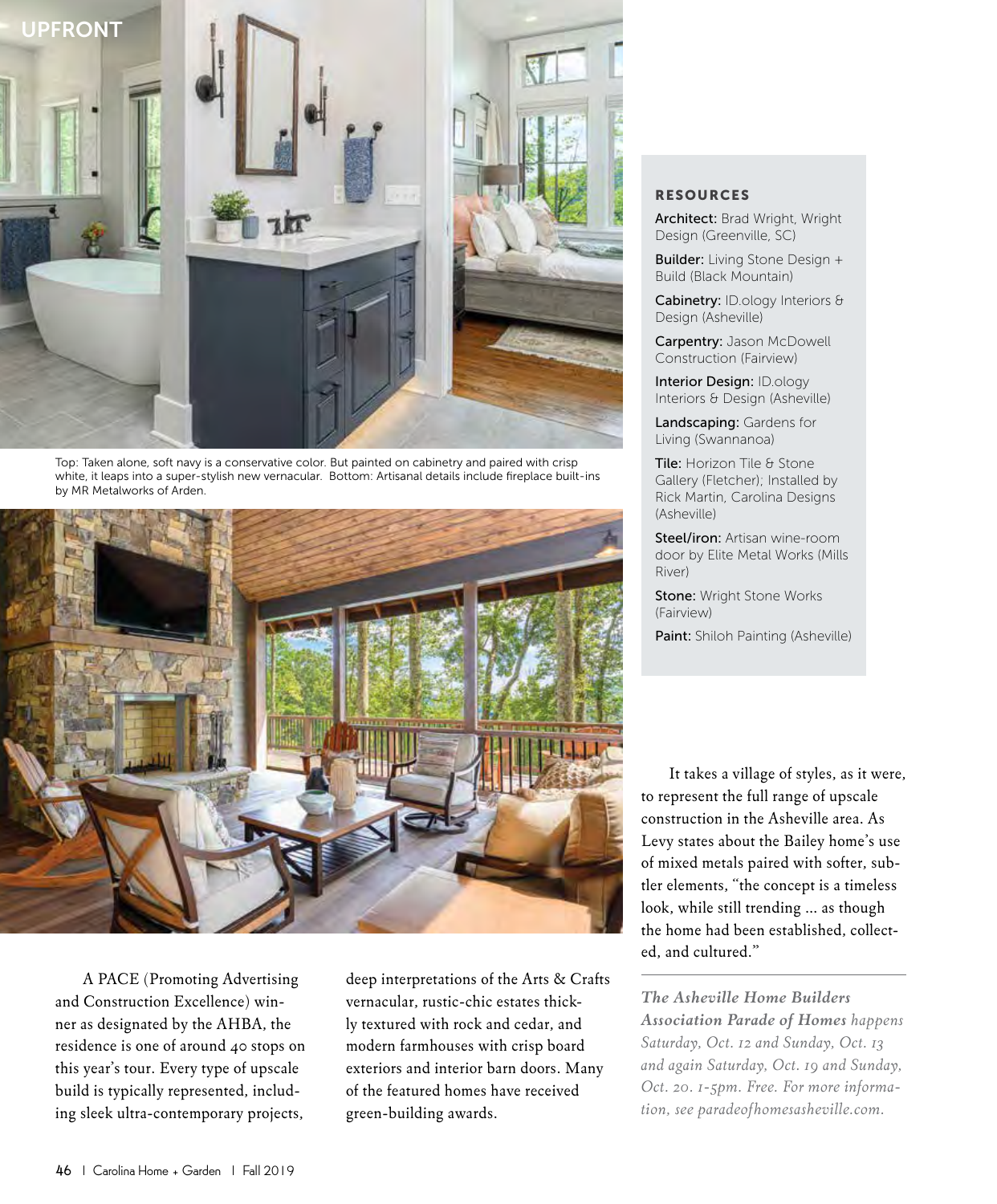Top: Taken alone, soft navy is a conservative color. But painted on cabinetry and paired with crisp white, it leaps into a super-stylish new vernacular. Bottom: Artisanal details include fireplace built-ins by MR Metalworks of Arden.

A PACE (Promoting Advertising and Construction Excellence) winner as designated by the AHBA, the residence is one of around 40 stops on this year's tour. Every type of upscale build is typically represented, including sleek ultra-contemporary projects, deep interpretations of the Arts & Crafts vernacular, rustic-chic estates thickly textured with rock and cedar, and modern farmhouses with crisp board exteriors and interior barn doors. Many of the featured homes have received green-building awards.

It takes a village of styles, as it were, to represent the full range of upscale construction in the Asheville area. As Levy states about the Bailey home's use of mixed metals paired with softer, subtler elements, "the concept is a timeless look, while still trending ... as though the home had been established, collected, and cultured."

*The Asheville Home Builders Association Parade of Homes happens Saturday, Oct. 12 and Sunday, Oct. 13 and again Saturday, Oct. 19 and Sunday, Oct. 20. 1-5pm. Free. For more information, see paradeofhomesasheville.com.*

### RESOURCES

**Architect:** Brad Wright, Wright Design (Greenville, SC)

**Builder:** Living Stone Design + Build (Black Mountain)

**Cabinetry:** ID.ology Interiors & Design (Asheville)

**Carpentry:** Jason McDowell Construction (Fairview)

**Interior Design:** ID.ology Interiors & Design (Asheville)

**Landscaping:** Gardens for Living (Swannanoa)

**Tile:** Horizon Tile & Stone Gallery (Fletcher); Installed by Rick Martin, Carolina Designs (Asheville)

**Steel/iron:** Artisan wine-room door by Elite Metal Works (Mills River)

**Stone:** Wright Stone Works (Fairview)

**Paint:** Shiloh Painting (Asheville)